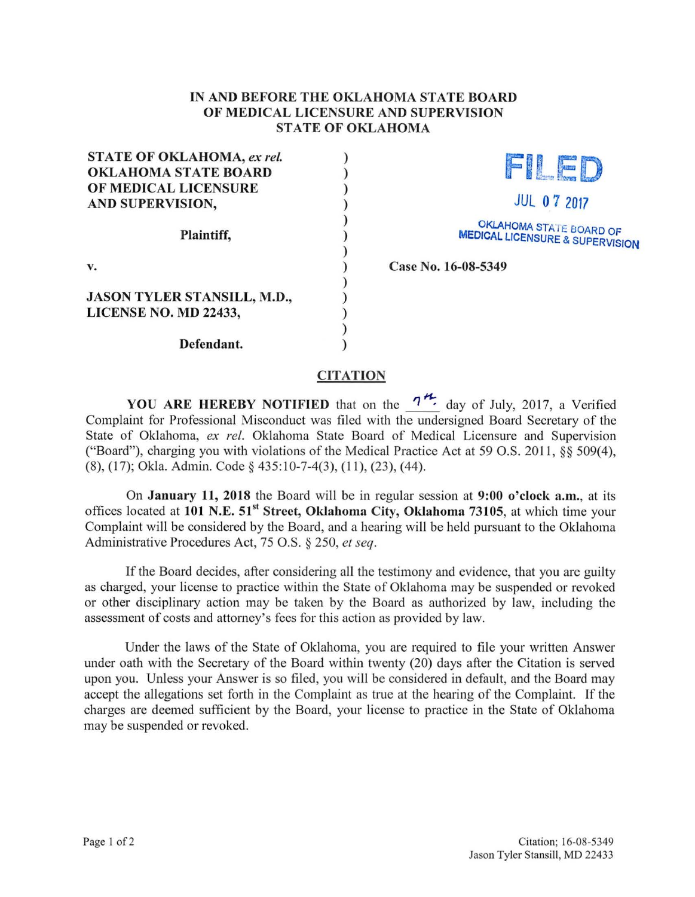**IN AND BEFORE THE OKLAHOMA STATE BOARD OF MEDICAL LICENSURE AND SUPERVISION STATE OF OKLAHOMA**

| | |
|---|---|
| **STATE OF OKLAHOMA, *ex rel.* OKLAHOMA STATE BOARD OF MEDICAL LICENSURE AND SUPERVISION,** | FILED JUL 07 2017 OKLAHOMA STATE BOARD OF MEDICAL LICENSURE & SUPERVISION |
| **Plaintiff,** | |
| **v.** | **Case No. 16-08-5349** |
| **JASON TYLER STANSILL, M.D., LICENSE NO. MD 22433,** | |
| **Defendant.** | |

## CITATION

**YOU ARE HEREBY NOTIFIED** that on the 7th day of July, 2017, a Verified Complaint for Professional Misconduct was filed with the undersigned Board Secretary of the State of Oklahoma, *ex rel.* Oklahoma State Board of Medical Licensure and Supervision ("Board"), charging you with violations of the Medical Practice Act at 59 O.S. 2011, §§ 509(4), (8), (17); Okla. Admin. Code § 435:10-7-4(3), (11), (23), (44).

On **January 11, 2018** the Board will be in regular session at **9:00 o'clock a.m.**, at its offices located at **101 N.E. 51st Street, Oklahoma City, Oklahoma 73105**, at which time your Complaint will be considered by the Board, and a hearing will be held pursuant to the Oklahoma Administrative Procedures Act, 75 O.S. § 250, *et seq.*

If the Board decides, after considering all the testimony and evidence, that you are guilty as charged, your license to practice within the State of Oklahoma may be suspended or revoked or other disciplinary action may be taken by the Board as authorized by law, including the assessment of costs and attorney's fees for this action as provided by law.

Under the laws of the State of Oklahoma, you are required to file your written Answer under oath with the Secretary of the Board within twenty (20) days after the Citation is served upon you. Unless your Answer is so filed, you will be considered in default, and the Board may accept the allegations set forth in the Complaint as true at the hearing of the Complaint. If the charges are deemed sufficient by the Board, your license to practice in the State of Oklahoma may be suspended or revoked.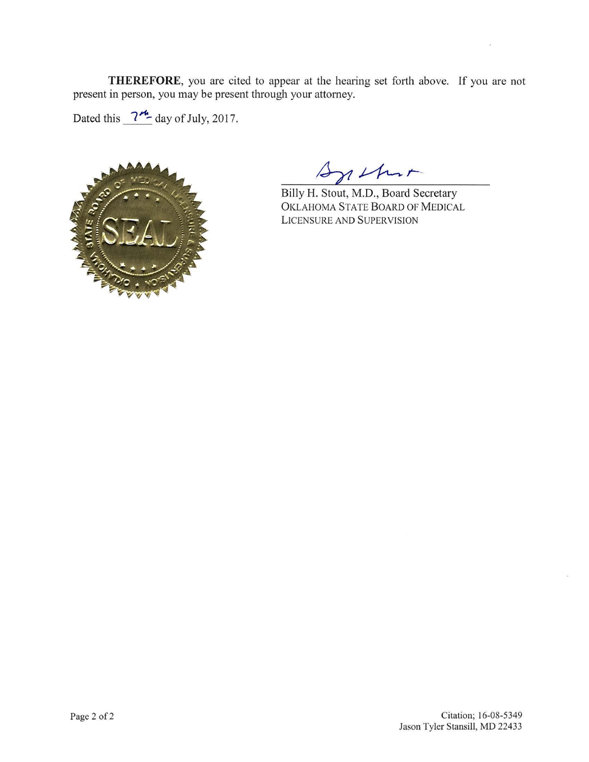**THEREFORE**, you are cited to appear at the hearing set forth above. If you are not present in person, you may be present through your attorney.

Dated this 7th day of July, 2017.

Billy H. Stout, M.D., Board Secretary
OKLAHOMA STATE BOARD OF MEDICAL LICENSURE AND SUPERVISION

Citation; 16-08-5349
Jason Tyler Stansill, MD 22433